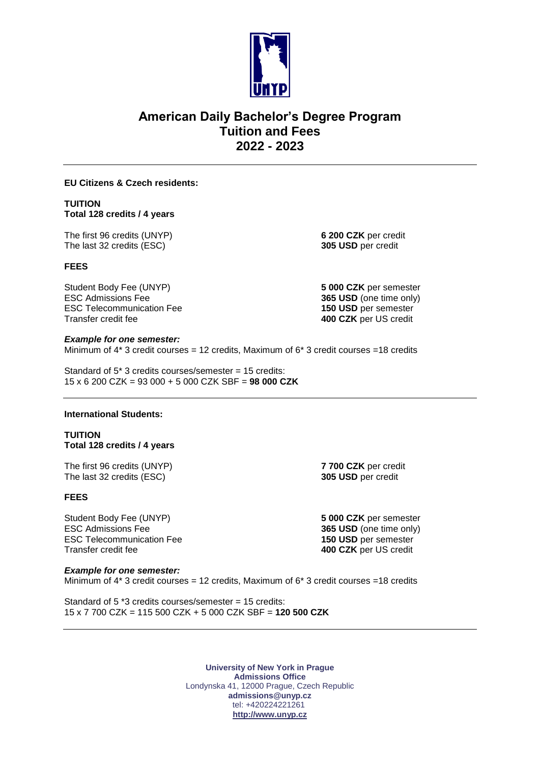# American Daily Bachelor's Degree Program
## Tuition and Fees
## 2022 - 2023

---

**EU Citizens & Czech residents:**

**TUITION**
**Total 128 credits / 4 years**

| | |
|---|---|
| The first 96 credits (UNYP) | **6 200 CZK** per credit |
| The last 32 credits (ESC) | **305 USD** per credit |

**FEES**

| | |
|---|---|
| Student Body Fee (UNYP) | **5 000 CZK** per semester |
| ESC Admissions Fee | **365 USD** (one time only) |
| ESC Telecommunication Fee | **150 USD** per semester |
| Transfer credit fee | **400 CZK** per US credit |

***Example for one semester:***
Minimum of 4* 3 credit courses = 12 credits, Maximum of 6* 3 credit courses =18 credits

Standard of 5* 3 credits courses/semester = 15 credits:
15 x 6 200 CZK = 93 000 + 5 000 CZK SBF = **98 000 CZK**

---

**International Students:**

**TUITION**
**Total 128 credits / 4 years**

| | |
|---|---|
| The first 96 credits (UNYP) | **7 700 CZK** per credit |
| The last 32 credits (ESC) | **305 USD** per credit |

**FEES**

| | |
|---|---|
| Student Body Fee (UNYP) | **5 000 CZK** per semester |
| ESC Admissions Fee | **365 USD** (one time only) |
| ESC Telecommunication Fee | **150 USD** per semester |
| Transfer credit fee | **400 CZK** per US credit |

***Example for one semester:***
Minimum of 4* 3 credit courses = 12 credits, Maximum of 6* 3 credit courses =18 credits

Standard of 5 *3 credits courses/semester = 15 credits:
15 x 7 700 CZK = 115 500 CZK + 5 000 CZK SBF = **120 500 CZK**

---

**University of New York in Prague**
**Admissions Office**
Londynska 41, 12000 Prague, Czech Republic
**admissions@unyp.cz**
tel: +420224221261
**http://www.unyp.cz**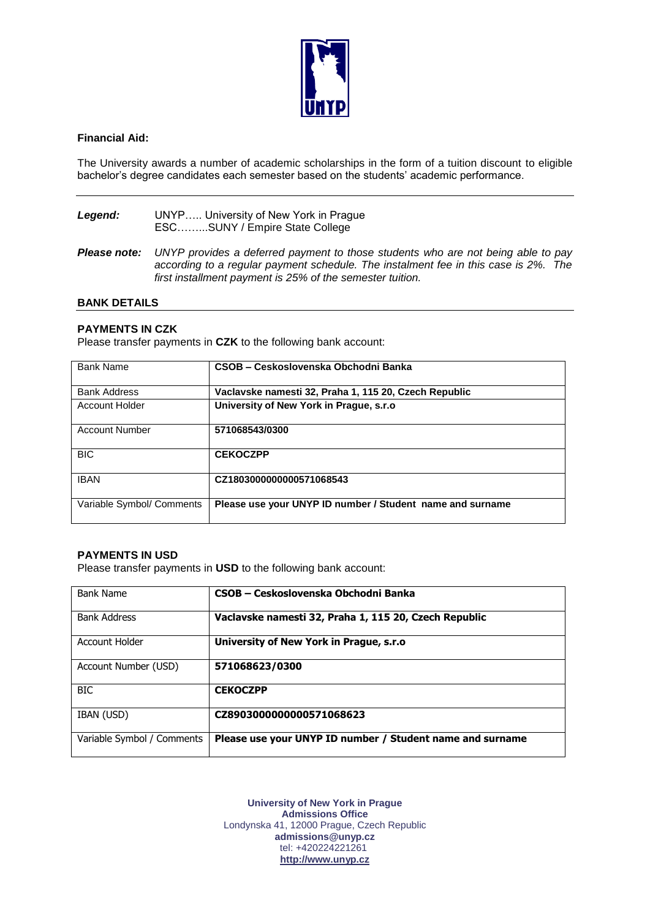**Financial Aid:**

The University awards a number of academic scholarships in the form of a tuition discount to eligible bachelor's degree candidates each semester based on the students' academic performance.

---

***Legend:*** UNYP….. University of New York in Prague
ESC……...SUNY / Empire State College

***Please note:*** *UNYP provides a deferred payment to those students who are not being able to pay according to a regular payment schedule. The instalment fee in this case is 2%. The first installment payment is 25% of the semester tuition.*

**BANK DETAILS**

---

**PAYMENTS IN CZK**

Please transfer payments in **CZK** to the following bank account:

| | |
|---|---|
| Bank Name | **CSOB – Ceskoslovenska Obchodni Banka** |
| Bank Address | **Vaclavske namesti 32, Praha 1, 115 20, Czech Republic** |
| Account Holder | **University of New York in Prague, s.r.o** |
| Account Number | **571068543/0300** |
| BIC | **CEKOCZPP** |
| IBAN | **CZ1803000000000571068543** |
| Variable Symbol/ Comments | **Please use your UNYP ID number / Student name and surname** |

**PAYMENTS IN USD**

Please transfer payments in **USD** to the following bank account:

| | |
|---|---|
| Bank Name | **CSOB – Ceskoslovenska Obchodni Banka** |
| Bank Address | **Vaclavske namesti 32, Praha 1, 115 20, Czech Republic** |
| Account Holder | **University of New York in Prague, s.r.o** |
| Account Number (USD) | **571068623/0300** |
| BIC | **CEKOCZPP** |
| IBAN (USD) | **CZ8903000000000571068623** |
| Variable Symbol / Comments | **Please use your UNYP ID number / Student name and surname** |

**University of New York in Prague**
**Admissions Office**
Londynska 41, 12000 Prague, Czech Republic
**admissions@unyp.cz**
tel: +420224221261
**http://www.unyp.cz**